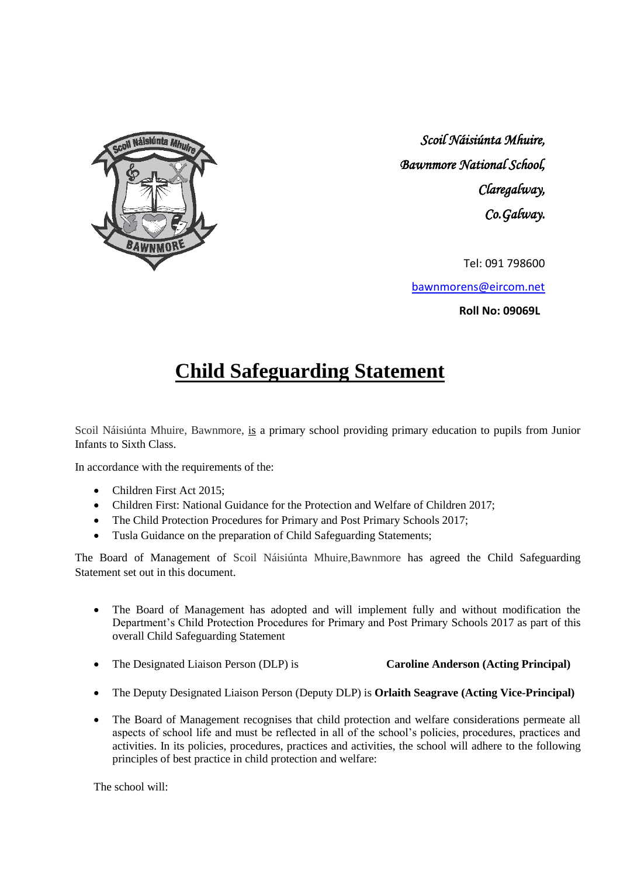*Scoil Náisiúnta Mhuire,*
*Bawnmore National School,*
*Claregalway,*
*Co.Galway.*

Tel: 091 798600

bawnmorens@eircom.net

**Roll No: 09069L**

# Child Safeguarding Statement

Scoil Náisiúnta Mhuire, Bawnmore, is a primary school providing primary education to pupils from Junior Infants to Sixth Class.

In accordance with the requirements of the:

- Children First Act 2015;
- Children First: National Guidance for the Protection and Welfare of Children 2017;
- The Child Protection Procedures for Primary and Post Primary Schools 2017;
- Tusla Guidance on the preparation of Child Safeguarding Statements;

The Board of Management of Scoil Náisiúnta Mhuire,Bawnmore has agreed the Child Safeguarding Statement set out in this document.

- The Board of Management has adopted and will implement fully and without modification the Department's Child Protection Procedures for Primary and Post Primary Schools 2017 as part of this overall Child Safeguarding Statement
- The Designated Liaison Person (DLP) is **Caroline Anderson (Acting Principal)**
- The Deputy Designated Liaison Person (Deputy DLP) is **Orlaith Seagrave (Acting Vice-Principal)**
- The Board of Management recognises that child protection and welfare considerations permeate all aspects of school life and must be reflected in all of the school's policies, procedures, practices and activities. In its policies, procedures, practices and activities, the school will adhere to the following principles of best practice in child protection and welfare:

The school will: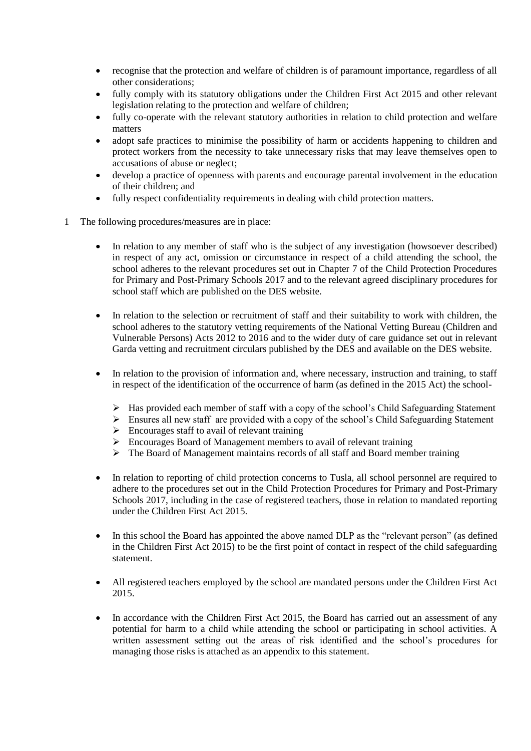- recognise that the protection and welfare of children is of paramount importance, regardless of all other considerations;
- fully comply with its statutory obligations under the Children First Act 2015 and other relevant legislation relating to the protection and welfare of children;
- fully co-operate with the relevant statutory authorities in relation to child protection and welfare matters
- adopt safe practices to minimise the possibility of harm or accidents happening to children and protect workers from the necessity to take unnecessary risks that may leave themselves open to accusations of abuse or neglect;
- develop a practice of openness with parents and encourage parental involvement in the education of their children; and
- fully respect confidentiality requirements in dealing with child protection matters.

1 The following procedures/measures are in place:

- In relation to any member of staff who is the subject of any investigation (howsoever described) in respect of any act, omission or circumstance in respect of a child attending the school, the school adheres to the relevant procedures set out in Chapter 7 of the Child Protection Procedures for Primary and Post-Primary Schools 2017 and to the relevant agreed disciplinary procedures for school staff which are published on the DES website.

- In relation to the selection or recruitment of staff and their suitability to work with children, the school adheres to the statutory vetting requirements of the National Vetting Bureau (Children and Vulnerable Persons) Acts 2012 to 2016 and to the wider duty of care guidance set out in relevant Garda vetting and recruitment circulars published by the DES and available on the DES website.

- In relation to the provision of information and, where necessary, instruction and training, to staff in respect of the identification of the occurrence of harm (as defined in the 2015 Act) the school-

  - Has provided each member of staff with a copy of the school's Child Safeguarding Statement
  - Ensures all new staff are provided with a copy of the school's Child Safeguarding Statement
  - Encourages staff to avail of relevant training
  - Encourages Board of Management members to avail of relevant training
  - The Board of Management maintains records of all staff and Board member training

- In relation to reporting of child protection concerns to Tusla, all school personnel are required to adhere to the procedures set out in the Child Protection Procedures for Primary and Post-Primary Schools 2017, including in the case of registered teachers, those in relation to mandated reporting under the Children First Act 2015.

- In this school the Board has appointed the above named DLP as the "relevant person" (as defined in the Children First Act 2015) to be the first point of contact in respect of the child safeguarding statement.

- All registered teachers employed by the school are mandated persons under the Children First Act 2015.

- In accordance with the Children First Act 2015, the Board has carried out an assessment of any potential for harm to a child while attending the school or participating in school activities. A written assessment setting out the areas of risk identified and the school's procedures for managing those risks is attached as an appendix to this statement.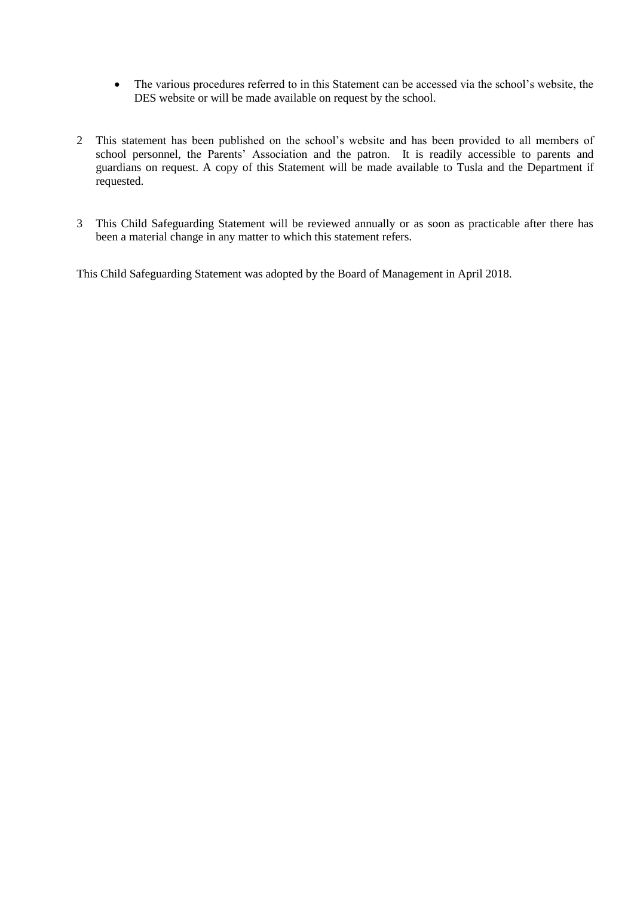- The various procedures referred to in this Statement can be accessed via the school's website, the DES website or will be made available on request by the school.

2 This statement has been published on the school's website and has been provided to all members of school personnel, the Parents' Association and the patron. It is readily accessible to parents and guardians on request. A copy of this Statement will be made available to Tusla and the Department if requested.

3 This Child Safeguarding Statement will be reviewed annually or as soon as practicable after there has been a material change in any matter to which this statement refers.

This Child Safeguarding Statement was adopted by the Board of Management in April 2018.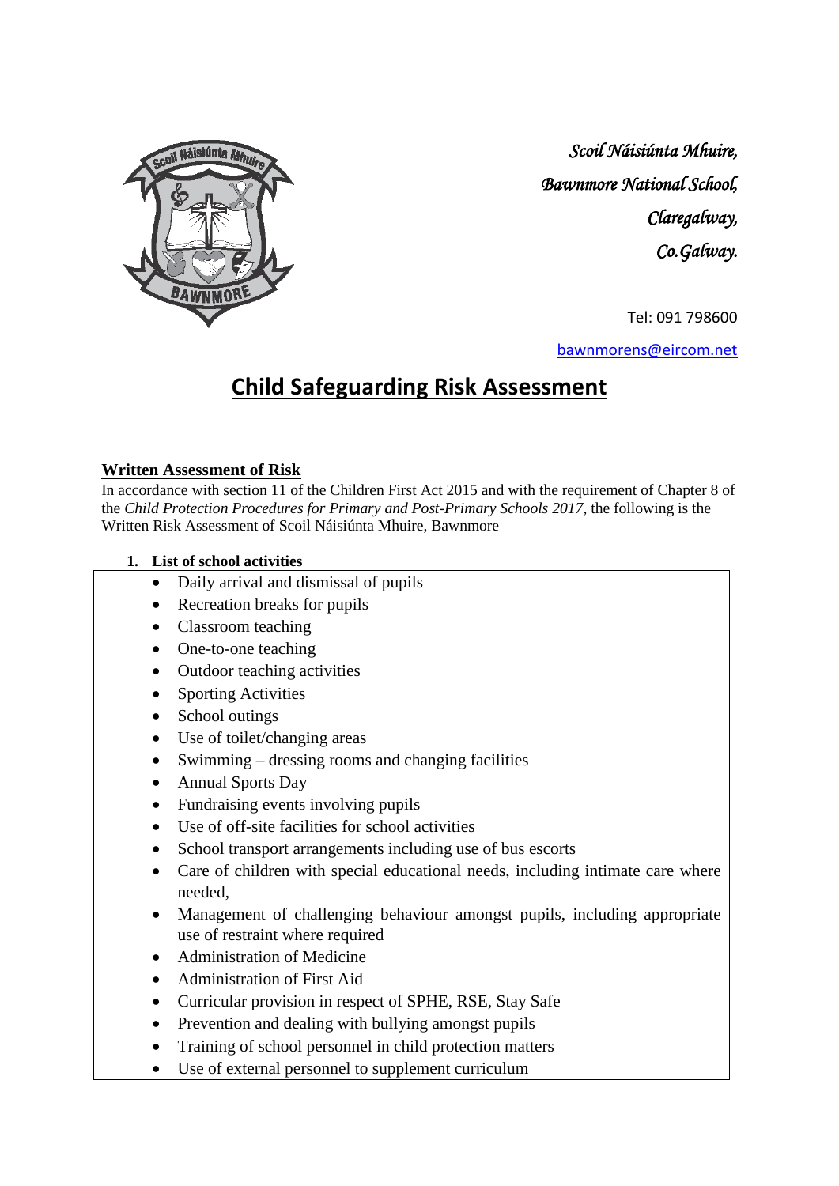*Scoil Náisiúnta Mhuire,*

*Bawnmore National School,*

*Claregalway,*

*Co.Galway.*

Tel: 091 798600

bawnmorens@eircom.net

# Child Safeguarding Risk Assessment

## Written Assessment of Risk

In accordance with section 11 of the Children First Act 2015 and with the requirement of Chapter 8 of the *Child Protection Procedures for Primary and Post-Primary Schools 2017*, the following is the Written Risk Assessment of Scoil Náisiúnta Mhuire, Bawnmore

**1. List of school activities**

- Daily arrival and dismissal of pupils
- Recreation breaks for pupils
- Classroom teaching
- One-to-one teaching
- Outdoor teaching activities
- Sporting Activities
- School outings
- Use of toilet/changing areas
- Swimming – dressing rooms and changing facilities
- Annual Sports Day
- Fundraising events involving pupils
- Use of off-site facilities for school activities
- School transport arrangements including use of bus escorts
- Care of children with special educational needs, including intimate care where needed,
- Management of challenging behaviour amongst pupils, including appropriate use of restraint where required
- Administration of Medicine
- Administration of First Aid
- Curricular provision in respect of SPHE, RSE, Stay Safe
- Prevention and dealing with bullying amongst pupils
- Training of school personnel in child protection matters
- Use of external personnel to supplement curriculum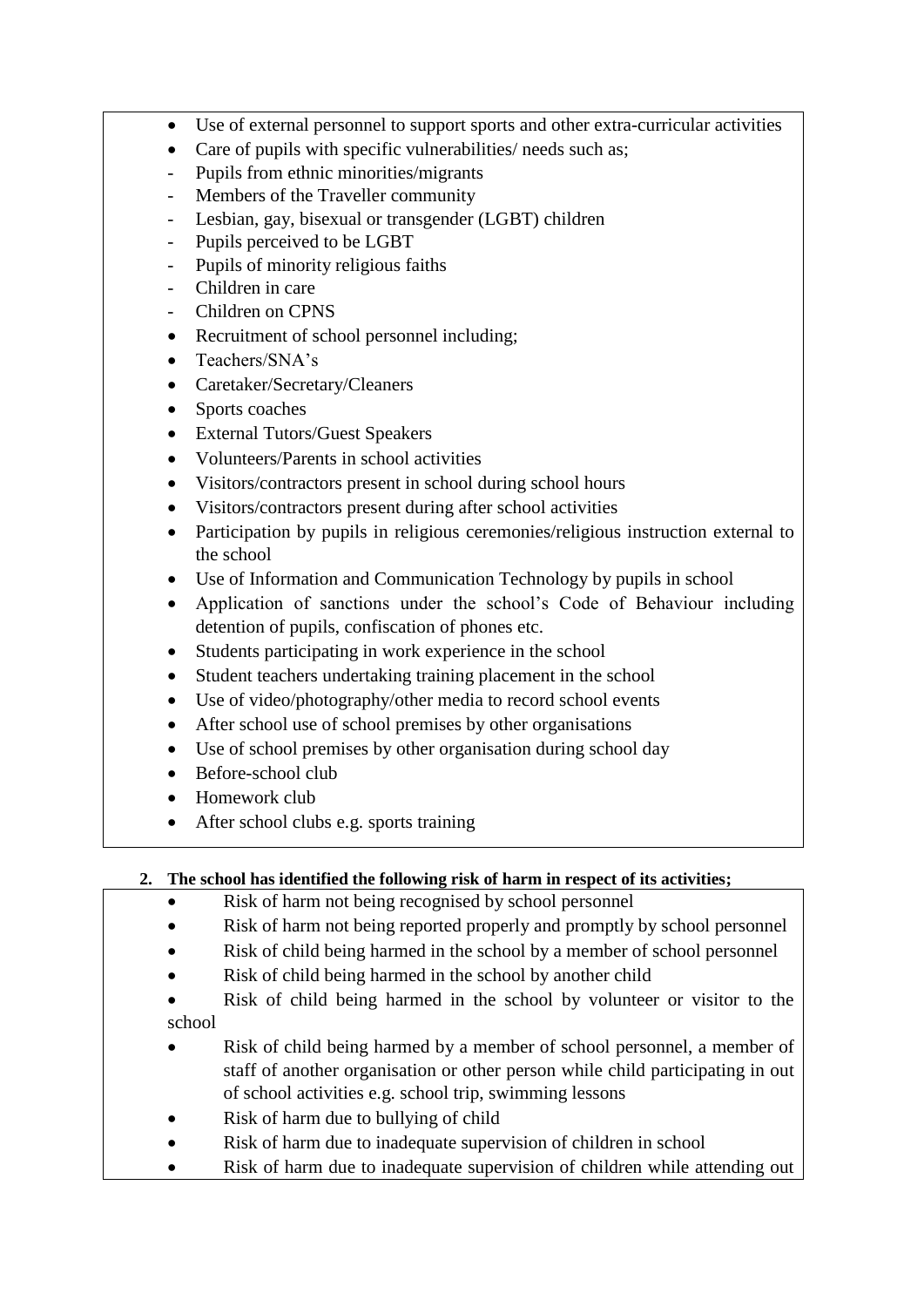- Use of external personnel to support sports and other extra-curricular activities
- Care of pupils with specific vulnerabilities/ needs such as;
  - Pupils from ethnic minorities/migrants
  - Members of the Traveller community
  - Lesbian, gay, bisexual or transgender (LGBT) children
  - Pupils perceived to be LGBT
  - Pupils of minority religious faiths
  - Children in care
  - Children on CPNS
- Recruitment of school personnel including;
- Teachers/SNA's
- Caretaker/Secretary/Cleaners
- Sports coaches
- External Tutors/Guest Speakers
- Volunteers/Parents in school activities
- Visitors/contractors present in school during school hours
- Visitors/contractors present during after school activities
- Participation by pupils in religious ceremonies/religious instruction external to the school
- Use of Information and Communication Technology by pupils in school
- Application of sanctions under the school's Code of Behaviour including detention of pupils, confiscation of phones etc.
- Students participating in work experience in the school
- Student teachers undertaking training placement in the school
- Use of video/photography/other media to record school events
- After school use of school premises by other organisations
- Use of school premises by other organisation during school day
- Before-school club
- Homework club
- After school clubs e.g. sports training

**2. The school has identified the following risk of harm in respect of its activities;**

- Risk of harm not being recognised by school personnel
- Risk of harm not being reported properly and promptly by school personnel
- Risk of child being harmed in the school by a member of school personnel
- Risk of child being harmed in the school by another child
- Risk of child being harmed in the school by volunteer or visitor to the school
- Risk of child being harmed by a member of school personnel, a member of staff of another organisation or other person while child participating in out of school activities e.g. school trip, swimming lessons
- Risk of harm due to bullying of child
- Risk of harm due to inadequate supervision of children in school
- Risk of harm due to inadequate supervision of children while attending out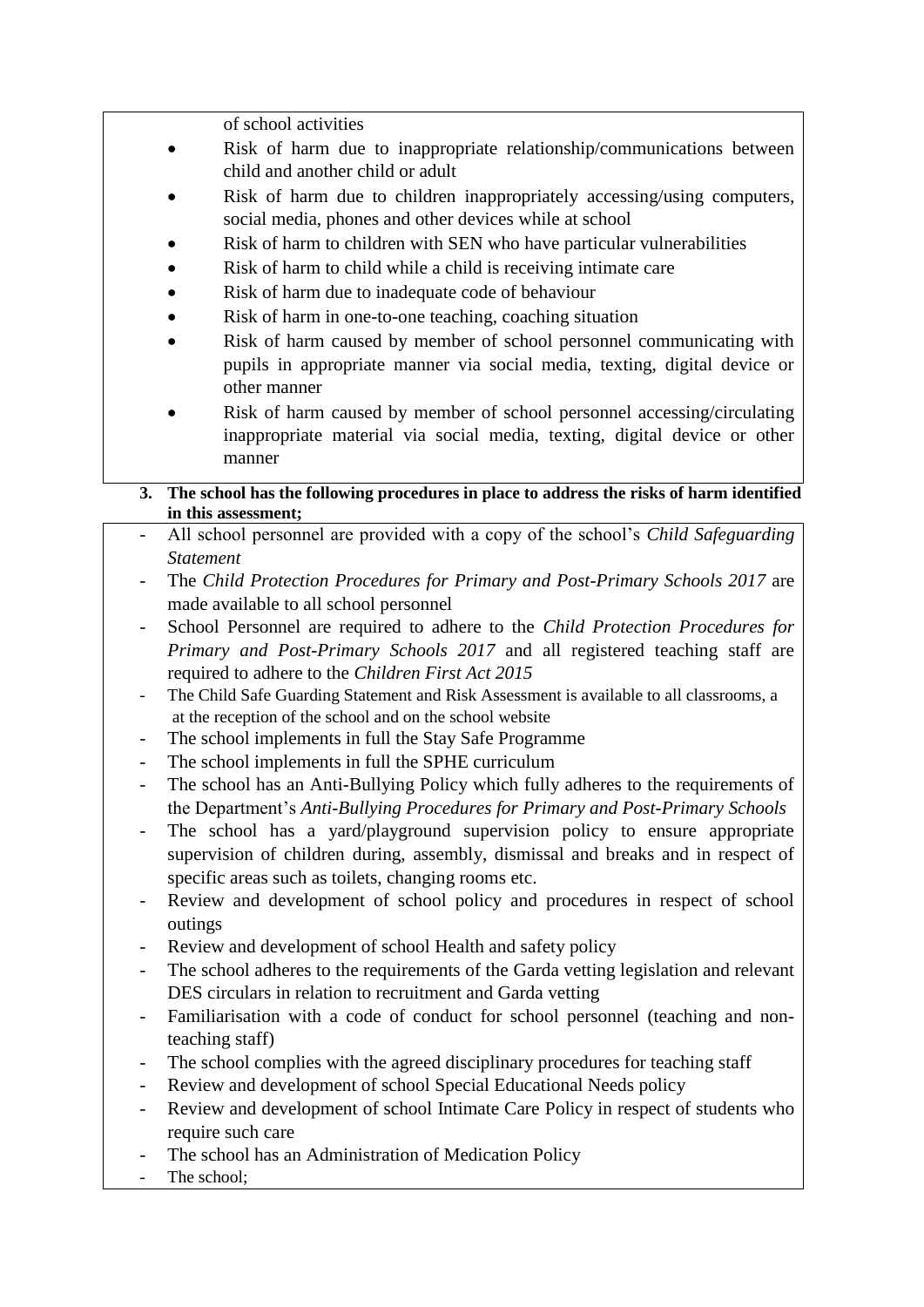of school activities

- Risk of harm due to inappropriate relationship/communications between child and another child or adult
- Risk of harm due to children inappropriately accessing/using computers, social media, phones and other devices while at school
- Risk of harm to children with SEN who have particular vulnerabilities
- Risk of harm to child while a child is receiving intimate care
- Risk of harm due to inadequate code of behaviour
- Risk of harm in one-to-one teaching, coaching situation
- Risk of harm caused by member of school personnel communicating with pupils in appropriate manner via social media, texting, digital device or other manner
- Risk of harm caused by member of school personnel accessing/circulating inappropriate material via social media, texting, digital device or other manner

**3. The school has the following procedures in place to address the risks of harm identified in this assessment;**

- All school personnel are provided with a copy of the school's *Child Safeguarding Statement*
- The *Child Protection Procedures for Primary and Post-Primary Schools 2017* are made available to all school personnel
- School Personnel are required to adhere to the *Child Protection Procedures for Primary and Post-Primary Schools 2017* and all registered teaching staff are required to adhere to the *Children First Act 2015*
- The Child Safe Guarding Statement and Risk Assessment is available to all classrooms, a at the reception of the school and on the school website
- The school implements in full the Stay Safe Programme
- The school implements in full the SPHE curriculum
- The school has an Anti-Bullying Policy which fully adheres to the requirements of the Department's *Anti-Bullying Procedures for Primary and Post-Primary Schools*
- The school has a yard/playground supervision policy to ensure appropriate supervision of children during, assembly, dismissal and breaks and in respect of specific areas such as toilets, changing rooms etc.
- Review and development of school policy and procedures in respect of school outings
- Review and development of school Health and safety policy
- The school adheres to the requirements of the Garda vetting legislation and relevant DES circulars in relation to recruitment and Garda vetting
- Familiarisation with a code of conduct for school personnel (teaching and non-teaching staff)
- The school complies with the agreed disciplinary procedures for teaching staff
- Review and development of school Special Educational Needs policy
- Review and development of school Intimate Care Policy in respect of students who require such care
- The school has an Administration of Medication Policy
- The school;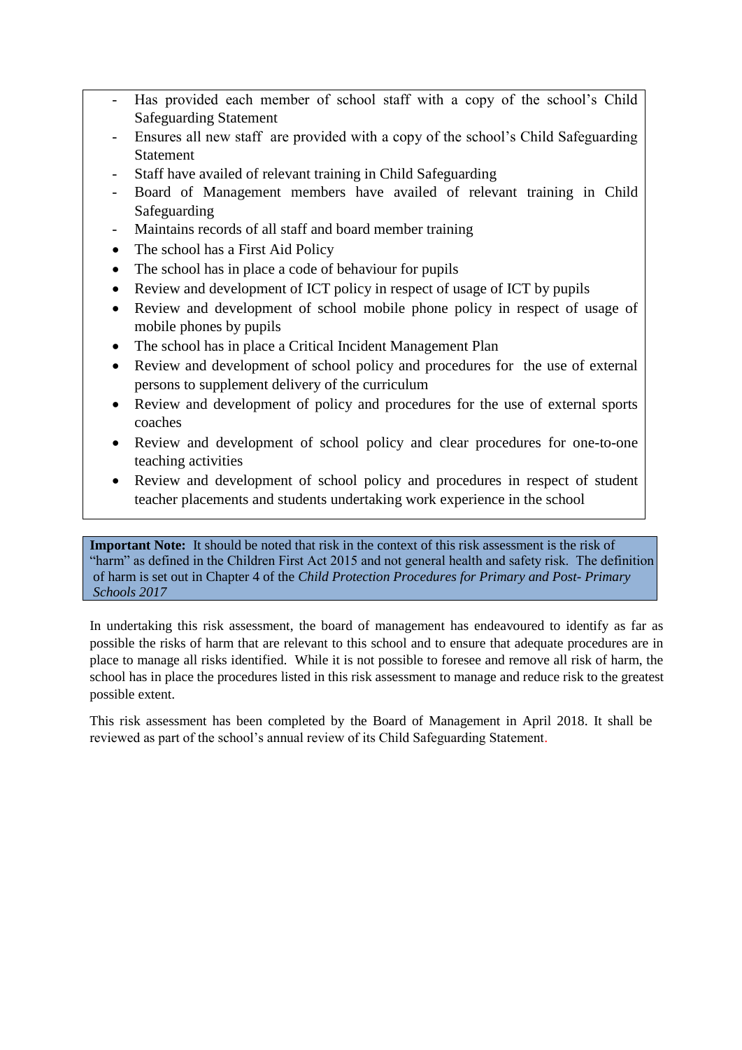- Has provided each member of school staff with a copy of the school's Child Safeguarding Statement
- Ensures all new staff are provided with a copy of the school's Child Safeguarding Statement
- Staff have availed of relevant training in Child Safeguarding
- Board of Management members have availed of relevant training in Child Safeguarding
- Maintains records of all staff and board member training

- The school has a First Aid Policy
- The school has in place a code of behaviour for pupils
- Review and development of ICT policy in respect of usage of ICT by pupils
- Review and development of school mobile phone policy in respect of usage of mobile phones by pupils
- The school has in place a Critical Incident Management Plan
- Review and development of school policy and procedures for the use of external persons to supplement delivery of the curriculum
- Review and development of policy and procedures for the use of external sports coaches
- Review and development of school policy and clear procedures for one-to-one teaching activities
- Review and development of school policy and procedures in respect of student teacher placements and students undertaking work experience in the school

**Important Note:** It should be noted that risk in the context of this risk assessment is the risk of "harm" as defined in the Children First Act 2015 and not general health and safety risk. The definition of harm is set out in Chapter 4 of the *Child Protection Procedures for Primary and Post- Primary Schools 2017*

In undertaking this risk assessment, the board of management has endeavoured to identify as far as possible the risks of harm that are relevant to this school and to ensure that adequate procedures are in place to manage all risks identified. While it is not possible to foresee and remove all risk of harm, the school has in place the procedures listed in this risk assessment to manage and reduce risk to the greatest possible extent.

This risk assessment has been completed by the Board of Management in April 2018. It shall be reviewed as part of the school's annual review of its Child Safeguarding Statement.